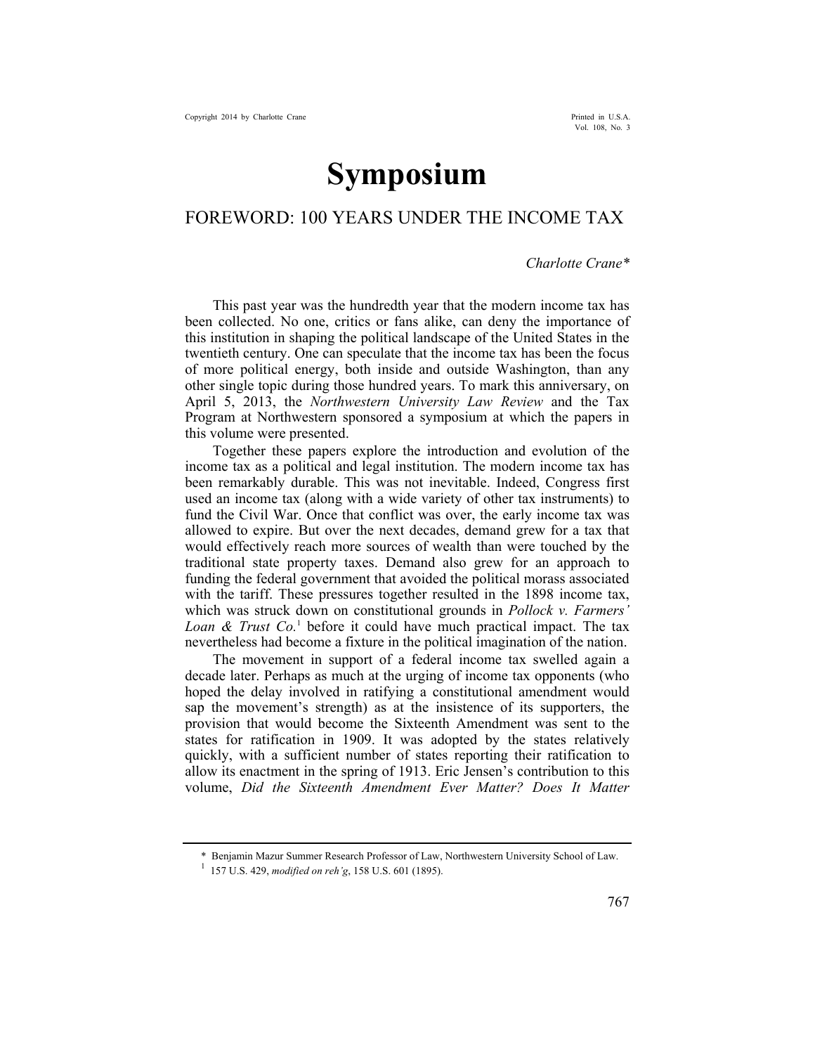# Symposium

## FOREWORD: 100 YEARS UNDER THE INCOME TAX

*Charlotte Crane\**

This past year was the hundredth year that the modern income tax has been collected. No one, critics or fans alike, can deny the importance of this institution in shaping the political landscape of the United States in the twentieth century. One can speculate that the income tax has been the focus of more political energy, both inside and outside Washington, than any other single topic during those hundred years. To mark this anniversary, on April 5, 2013, the *Northwestern University Law Review* and the Tax Program at Northwestern sponsored a symposium at which the papers in this volume were presented.

Together these papers explore the introduction and evolution of the income tax as a political and legal institution. The modern income tax has been remarkably durable. This was not inevitable. Indeed, Congress first used an income tax (along with a wide variety of other tax instruments) to fund the Civil War. Once that conflict was over, the early income tax was allowed to expire. But over the next decades, demand grew for a tax that would effectively reach more sources of wealth than were touched by the traditional state property taxes. Demand also grew for an approach to funding the federal government that avoided the political morass associated with the tariff. These pressures together resulted in the 1898 income tax, which was struck down on constitutional grounds in *Pollock v. Farmers' Loan & Trust Co.*[1] before it could have much practical impact. The tax nevertheless had become a fixture in the political imagination of the nation.

The movement in support of a federal income tax swelled again a decade later. Perhaps as much at the urging of income tax opponents (who hoped the delay involved in ratifying a constitutional amendment would sap the movement's strength) as at the insistence of its supporters, the provision that would become the Sixteenth Amendment was sent to the states for ratification in 1909. It was adopted by the states relatively quickly, with a sufficient number of states reporting their ratification to allow its enactment in the spring of 1913. Eric Jensen's contribution to this volume, *Did the Sixteenth Amendment Ever Matter? Does It Matter*

---

\* Benjamin Mazur Summer Research Professor of Law, Northwestern University School of Law.

[1] 157 U.S. 429, *modified on reh'g*, 158 U.S. 601 (1895).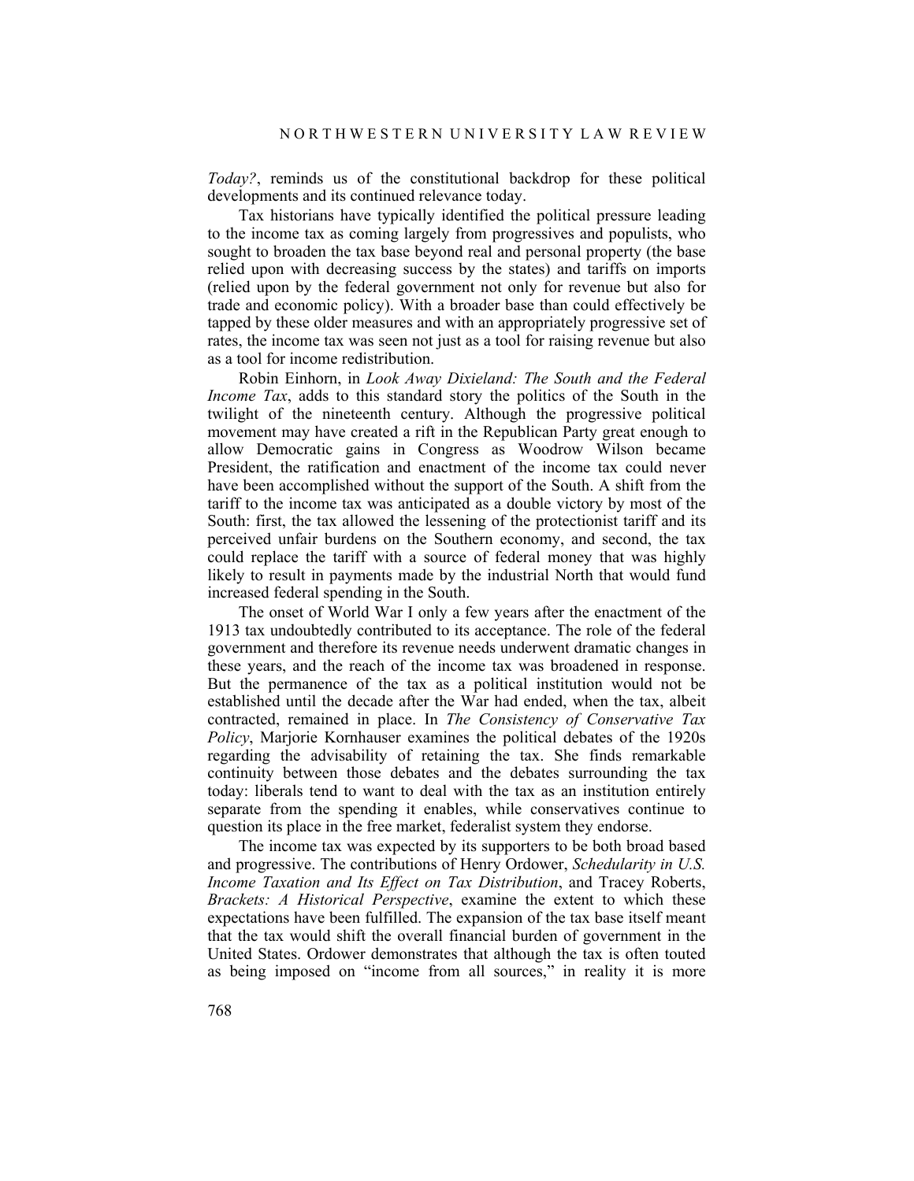*Today?*, reminds us of the constitutional backdrop for these political developments and its continued relevance today.

Tax historians have typically identified the political pressure leading to the income tax as coming largely from progressives and populists, who sought to broaden the tax base beyond real and personal property (the base relied upon with decreasing success by the states) and tariffs on imports (relied upon by the federal government not only for revenue but also for trade and economic policy). With a broader base than could effectively be tapped by these older measures and with an appropriately progressive set of rates, the income tax was seen not just as a tool for raising revenue but also as a tool for income redistribution.

Robin Einhorn, in *Look Away Dixieland: The South and the Federal Income Tax*, adds to this standard story the politics of the South in the twilight of the nineteenth century. Although the progressive political movement may have created a rift in the Republican Party great enough to allow Democratic gains in Congress as Woodrow Wilson became President, the ratification and enactment of the income tax could never have been accomplished without the support of the South. A shift from the tariff to the income tax was anticipated as a double victory by most of the South: first, the tax allowed the lessening of the protectionist tariff and its perceived unfair burdens on the Southern economy, and second, the tax could replace the tariff with a source of federal money that was highly likely to result in payments made by the industrial North that would fund increased federal spending in the South.

The onset of World War I only a few years after the enactment of the 1913 tax undoubtedly contributed to its acceptance. The role of the federal government and therefore its revenue needs underwent dramatic changes in these years, and the reach of the income tax was broadened in response. But the permanence of the tax as a political institution would not be established until the decade after the War had ended, when the tax, albeit contracted, remained in place. In *The Consistency of Conservative Tax Policy*, Marjorie Kornhauser examines the political debates of the 1920s regarding the advisability of retaining the tax. She finds remarkable continuity between those debates and the debates surrounding the tax today: liberals tend to want to deal with the tax as an institution entirely separate from the spending it enables, while conservatives continue to question its place in the free market, federalist system they endorse.

The income tax was expected by its supporters to be both broad based and progressive. The contributions of Henry Ordower, *Schedularity in U.S. Income Taxation and Its Effect on Tax Distribution*, and Tracey Roberts, *Brackets: A Historical Perspective*, examine the extent to which these expectations have been fulfilled. The expansion of the tax base itself meant that the tax would shift the overall financial burden of government in the United States. Ordower demonstrates that although the tax is often touted as being imposed on "income from all sources," in reality it is more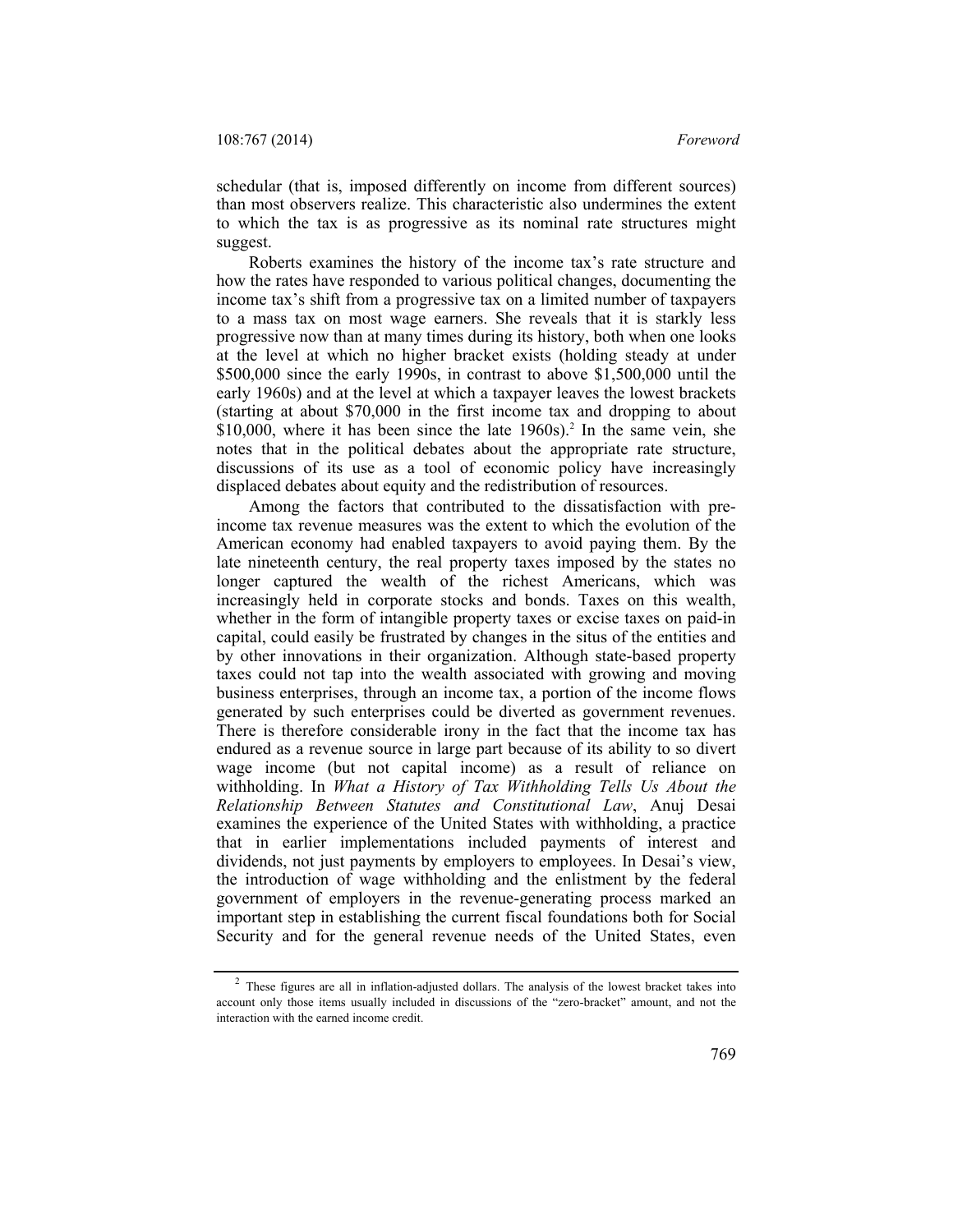schedular (that is, imposed differently on income from different sources) than most observers realize. This characteristic also undermines the extent to which the tax is as progressive as its nominal rate structures might suggest.

Roberts examines the history of the income tax's rate structure and how the rates have responded to various political changes, documenting the income tax's shift from a progressive tax on a limited number of taxpayers to a mass tax on most wage earners. She reveals that it is starkly less progressive now than at many times during its history, both when one looks at the level at which no higher bracket exists (holding steady at under $500,000 since the early 1990s, in contrast to above $1,500,000 until the early 1960s) and at the level at which a taxpayer leaves the lowest brackets (starting at about $70,000 in the first income tax and dropping to about $10,000, where it has been since the late 1960s).[2] In the same vein, she notes that in the political debates about the appropriate rate structure, discussions of its use as a tool of economic policy have increasingly displaced debates about equity and the redistribution of resources.

Among the factors that contributed to the dissatisfaction with pre-income tax revenue measures was the extent to which the evolution of the American economy had enabled taxpayers to avoid paying them. By the late nineteenth century, the real property taxes imposed by the states no longer captured the wealth of the richest Americans, which was increasingly held in corporate stocks and bonds. Taxes on this wealth, whether in the form of intangible property taxes or excise taxes on paid-in capital, could easily be frustrated by changes in the situs of the entities and by other innovations in their organization. Although state-based property taxes could not tap into the wealth associated with growing and moving business enterprises, through an income tax, a portion of the income flows generated by such enterprises could be diverted as government revenues. There is therefore considerable irony in the fact that the income tax has endured as a revenue source in large part because of its ability to so divert wage income (but not capital income) as a result of reliance on withholding. In *What a History of Tax Withholding Tells Us About the Relationship Between Statutes and Constitutional Law*, Anuj Desai examines the experience of the United States with withholding, a practice that in earlier implementations included payments of interest and dividends, not just payments by employers to employees. In Desai's view, the introduction of wage withholding and the enlistment by the federal government of employers in the revenue-generating process marked an important step in establishing the current fiscal foundations both for Social Security and for the general revenue needs of the United States, even

[2] These figures are all in inflation-adjusted dollars. The analysis of the lowest bracket takes into account only those items usually included in discussions of the "zero-bracket" amount, and not the interaction with the earned income credit.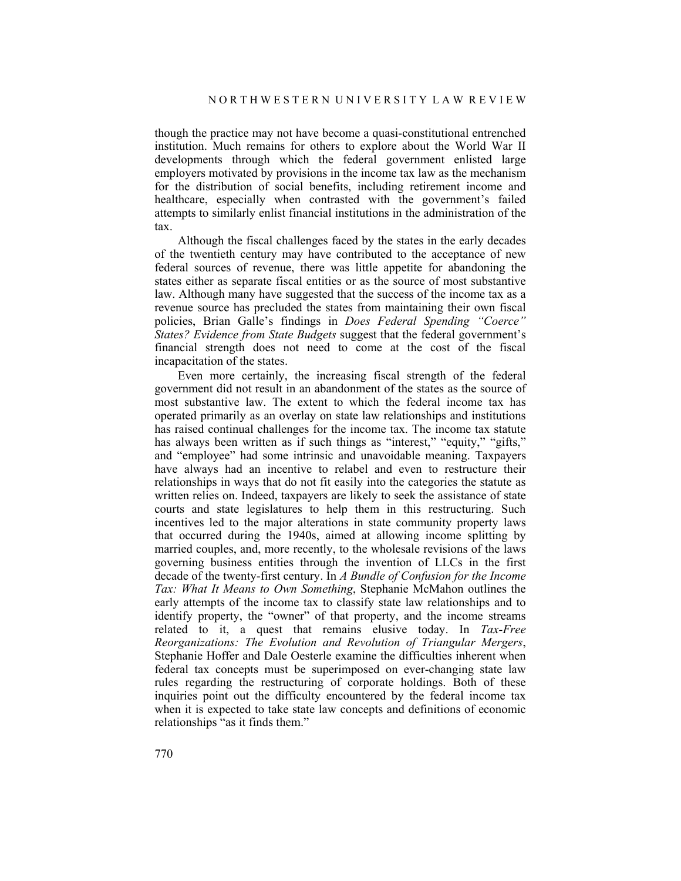though the practice may not have become a quasi-constitutional entrenched institution. Much remains for others to explore about the World War II developments through which the federal government enlisted large employers motivated by provisions in the income tax law as the mechanism for the distribution of social benefits, including retirement income and healthcare, especially when contrasted with the government's failed attempts to similarly enlist financial institutions in the administration of the tax.

Although the fiscal challenges faced by the states in the early decades of the twentieth century may have contributed to the acceptance of new federal sources of revenue, there was little appetite for abandoning the states either as separate fiscal entities or as the source of most substantive law. Although many have suggested that the success of the income tax as a revenue source has precluded the states from maintaining their own fiscal policies, Brian Galle's findings in *Does Federal Spending "Coerce" States? Evidence from State Budgets* suggest that the federal government's financial strength does not need to come at the cost of the fiscal incapacitation of the states.

Even more certainly, the increasing fiscal strength of the federal government did not result in an abandonment of the states as the source of most substantive law. The extent to which the federal income tax has operated primarily as an overlay on state law relationships and institutions has raised continual challenges for the income tax. The income tax statute has always been written as if such things as "interest," "equity," "gifts," and "employee" had some intrinsic and unavoidable meaning. Taxpayers have always had an incentive to relabel and even to restructure their relationships in ways that do not fit easily into the categories the statute as written relies on. Indeed, taxpayers are likely to seek the assistance of state courts and state legislatures to help them in this restructuring. Such incentives led to the major alterations in state community property laws that occurred during the 1940s, aimed at allowing income splitting by married couples, and, more recently, to the wholesale revisions of the laws governing business entities through the invention of LLCs in the first decade of the twenty-first century. In *A Bundle of Confusion for the Income Tax: What It Means to Own Something*, Stephanie McMahon outlines the early attempts of the income tax to classify state law relationships and to identify property, the "owner" of that property, and the income streams related to it, a quest that remains elusive today. In *Tax-Free Reorganizations: The Evolution and Revolution of Triangular Mergers*, Stephanie Hoffer and Dale Oesterle examine the difficulties inherent when federal tax concepts must be superimposed on ever-changing state law rules regarding the restructuring of corporate holdings. Both of these inquiries point out the difficulty encountered by the federal income tax when it is expected to take state law concepts and definitions of economic relationships "as it finds them."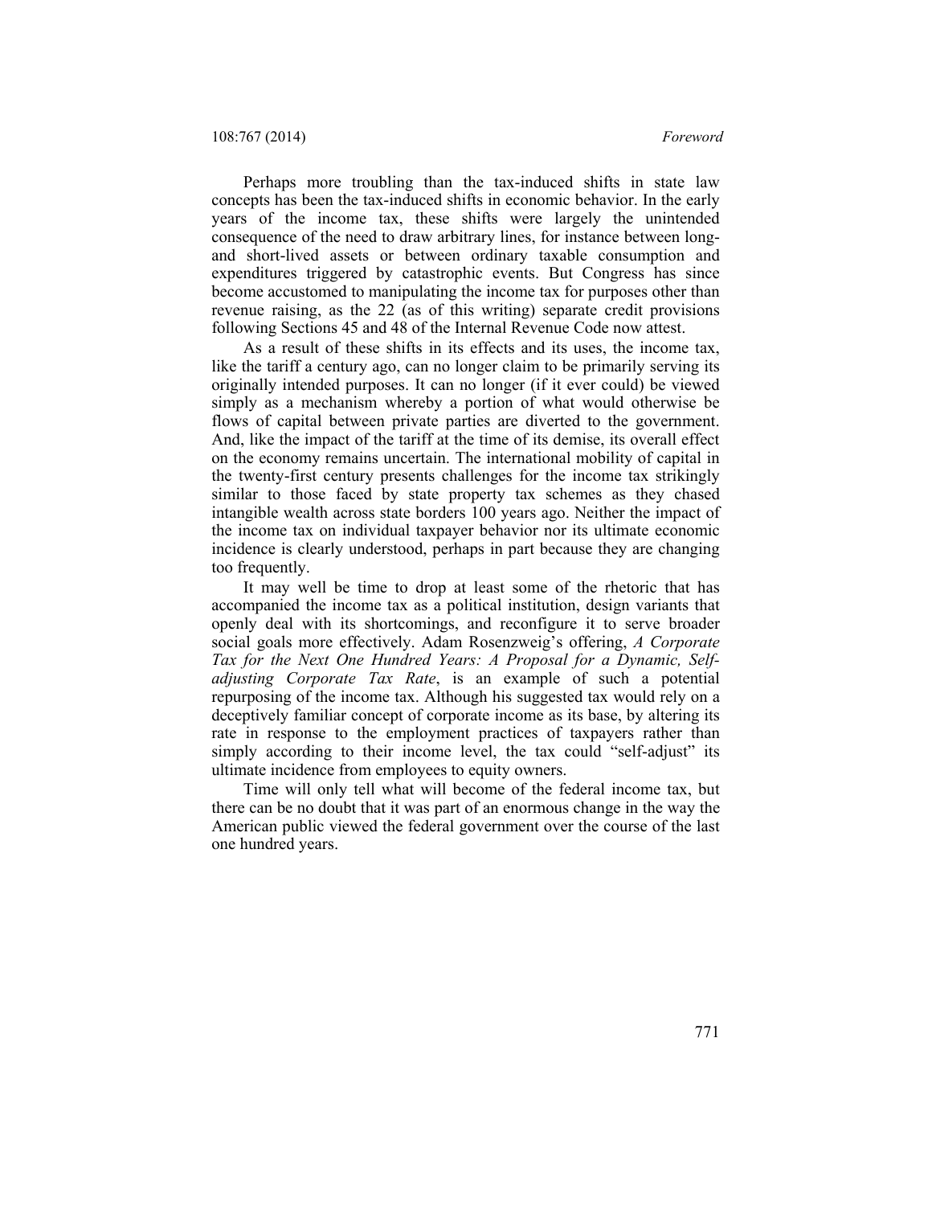Perhaps more troubling than the tax-induced shifts in state law concepts has been the tax-induced shifts in economic behavior. In the early years of the income tax, these shifts were largely the unintended consequence of the need to draw arbitrary lines, for instance between long- and short-lived assets or between ordinary taxable consumption and expenditures triggered by catastrophic events. But Congress has since become accustomed to manipulating the income tax for purposes other than revenue raising, as the 22 (as of this writing) separate credit provisions following Sections 45 and 48 of the Internal Revenue Code now attest.

As a result of these shifts in its effects and its uses, the income tax, like the tariff a century ago, can no longer claim to be primarily serving its originally intended purposes. It can no longer (if it ever could) be viewed simply as a mechanism whereby a portion of what would otherwise be flows of capital between private parties are diverted to the government. And, like the impact of the tariff at the time of its demise, its overall effect on the economy remains uncertain. The international mobility of capital in the twenty-first century presents challenges for the income tax strikingly similar to those faced by state property tax schemes as they chased intangible wealth across state borders 100 years ago. Neither the impact of the income tax on individual taxpayer behavior nor its ultimate economic incidence is clearly understood, perhaps in part because they are changing too frequently.

It may well be time to drop at least some of the rhetoric that has accompanied the income tax as a political institution, design variants that openly deal with its shortcomings, and reconfigure it to serve broader social goals more effectively. Adam Rosenzweig's offering, *A Corporate Tax for the Next One Hundred Years: A Proposal for a Dynamic, Self-adjusting Corporate Tax Rate*, is an example of such a potential repurposing of the income tax. Although his suggested tax would rely on a deceptively familiar concept of corporate income as its base, by altering its rate in response to the employment practices of taxpayers rather than simply according to their income level, the tax could "self-adjust" its ultimate incidence from employees to equity owners.

Time will only tell what will become of the federal income tax, but there can be no doubt that it was part of an enormous change in the way the American public viewed the federal government over the course of the last one hundred years.